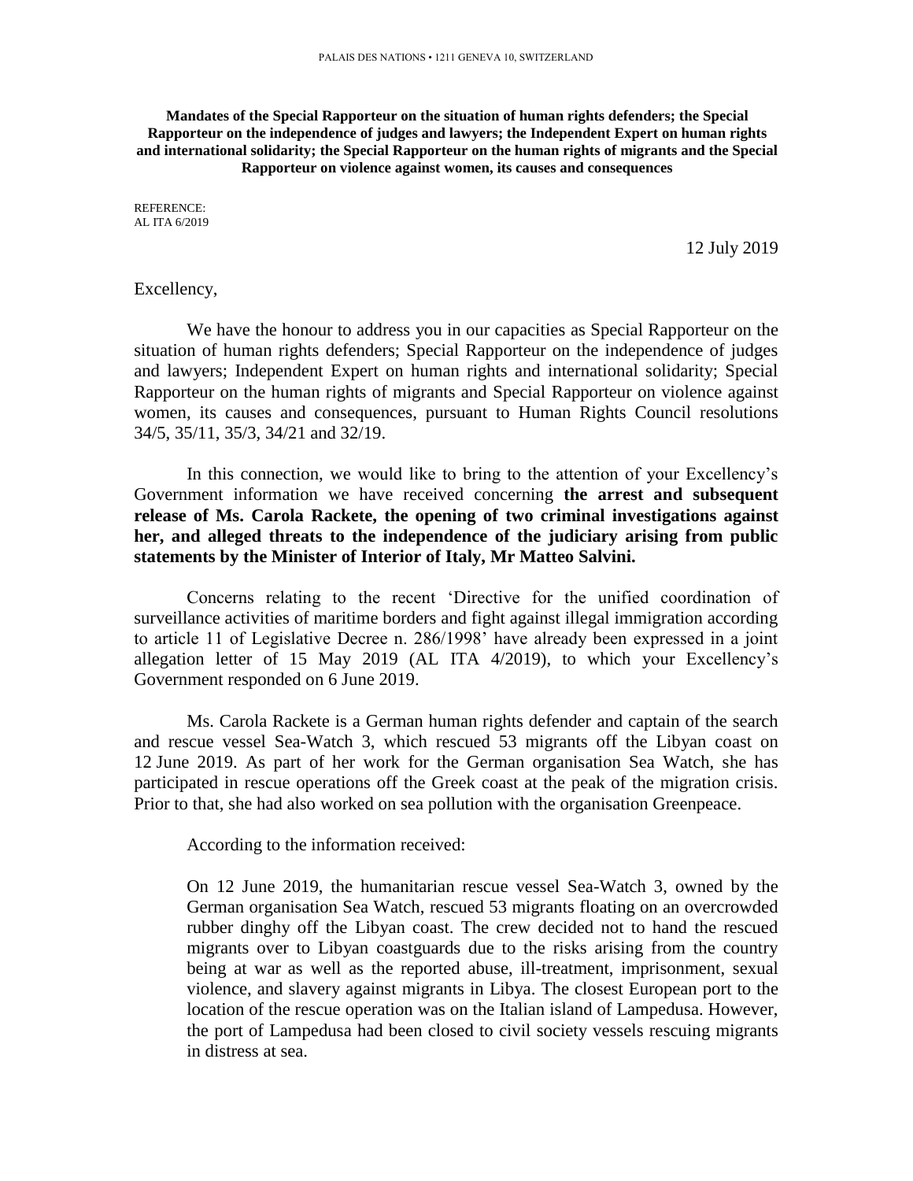PALAIS DES NATIONS • 1211 GENEVA 10, SWITZERLAND

**Mandates of the Special Rapporteur on the situation of human rights defenders; the Special Rapporteur on the independence of judges and lawyers; the Independent Expert on human rights and international solidarity; the Special Rapporteur on the human rights of migrants and the Special Rapporteur on violence against women, its causes and consequences**

REFERENCE:
AL ITA 6/2019

12 July 2019

Excellency,

We have the honour to address you in our capacities as Special Rapporteur on the situation of human rights defenders; Special Rapporteur on the independence of judges and lawyers; Independent Expert on human rights and international solidarity; Special Rapporteur on the human rights of migrants and Special Rapporteur on violence against women, its causes and consequences, pursuant to Human Rights Council resolutions 34/5, 35/11, 35/3, 34/21 and 32/19.

In this connection, we would like to bring to the attention of your Excellency's Government information we have received concerning **the arrest and subsequent release of Ms. Carola Rackete, the opening of two criminal investigations against her, and alleged threats to the independence of the judiciary arising from public statements by the Minister of Interior of Italy, Mr Matteo Salvini.**

Concerns relating to the recent 'Directive for the unified coordination of surveillance activities of maritime borders and fight against illegal immigration according to article 11 of Legislative Decree n. 286/1998' have already been expressed in a joint allegation letter of 15 May 2019 (AL ITA 4/2019), to which your Excellency's Government responded on 6 June 2019.

Ms. Carola Rackete is a German human rights defender and captain of the search and rescue vessel Sea-Watch 3, which rescued 53 migrants off the Libyan coast on 12 June 2019. As part of her work for the German organisation Sea Watch, she has participated in rescue operations off the Greek coast at the peak of the migration crisis. Prior to that, she had also worked on sea pollution with the organisation Greenpeace.

According to the information received:

> On 12 June 2019, the humanitarian rescue vessel Sea-Watch 3, owned by the German organisation Sea Watch, rescued 53 migrants floating on an overcrowded rubber dinghy off the Libyan coast. The crew decided not to hand the rescued migrants over to Libyan coastguards due to the risks arising from the country being at war as well as the reported abuse, ill-treatment, imprisonment, sexual violence, and slavery against migrants in Libya. The closest European port to the location of the rescue operation was on the Italian island of Lampedusa. However, the port of Lampedusa had been closed to civil society vessels rescuing migrants in distress at sea.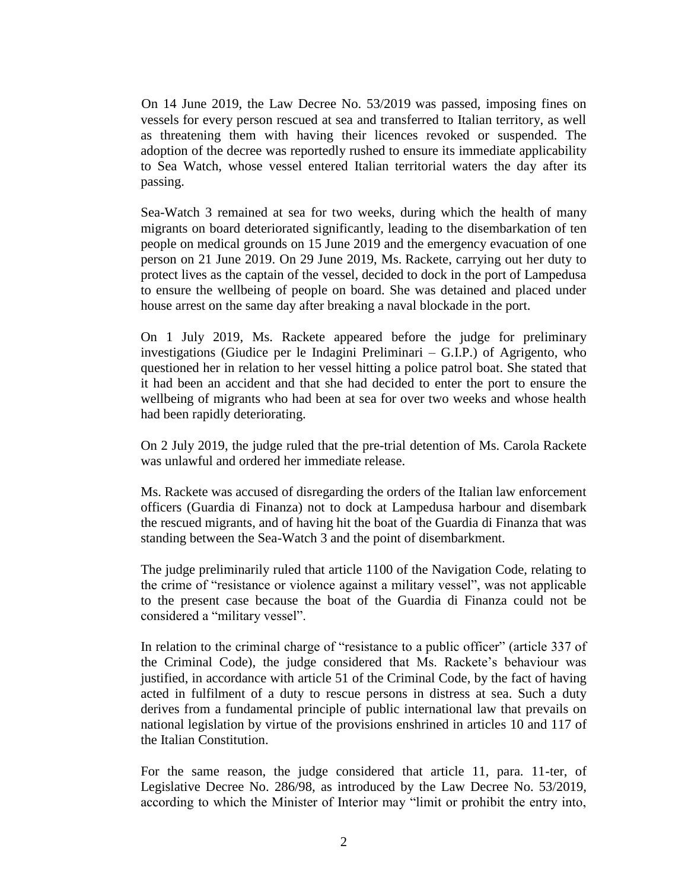On 14 June 2019, the Law Decree No. 53/2019 was passed, imposing fines on vessels for every person rescued at sea and transferred to Italian territory, as well as threatening them with having their licences revoked or suspended. The adoption of the decree was reportedly rushed to ensure its immediate applicability to Sea Watch, whose vessel entered Italian territorial waters the day after its passing.

Sea-Watch 3 remained at sea for two weeks, during which the health of many migrants on board deteriorated significantly, leading to the disembarkation of ten people on medical grounds on 15 June 2019 and the emergency evacuation of one person on 21 June 2019. On 29 June 2019, Ms. Rackete, carrying out her duty to protect lives as the captain of the vessel, decided to dock in the port of Lampedusa to ensure the wellbeing of people on board. She was detained and placed under house arrest on the same day after breaking a naval blockade in the port.

On 1 July 2019, Ms. Rackete appeared before the judge for preliminary investigations (Giudice per le Indagini Preliminari – G.I.P.) of Agrigento, who questioned her in relation to her vessel hitting a police patrol boat. She stated that it had been an accident and that she had decided to enter the port to ensure the wellbeing of migrants who had been at sea for over two weeks and whose health had been rapidly deteriorating.

On 2 July 2019, the judge ruled that the pre-trial detention of Ms. Carola Rackete was unlawful and ordered her immediate release.

Ms. Rackete was accused of disregarding the orders of the Italian law enforcement officers (Guardia di Finanza) not to dock at Lampedusa harbour and disembark the rescued migrants, and of having hit the boat of the Guardia di Finanza that was standing between the Sea-Watch 3 and the point of disembarkment.

The judge preliminarily ruled that article 1100 of the Navigation Code, relating to the crime of "resistance or violence against a military vessel", was not applicable to the present case because the boat of the Guardia di Finanza could not be considered a "military vessel".

In relation to the criminal charge of "resistance to a public officer" (article 337 of the Criminal Code), the judge considered that Ms. Rackete's behaviour was justified, in accordance with article 51 of the Criminal Code, by the fact of having acted in fulfilment of a duty to rescue persons in distress at sea. Such a duty derives from a fundamental principle of public international law that prevails on national legislation by virtue of the provisions enshrined in articles 10 and 117 of the Italian Constitution.

For the same reason, the judge considered that article 11, para. 11-ter, of Legislative Decree No. 286/98, as introduced by the Law Decree No. 53/2019, according to which the Minister of Interior may "limit or prohibit the entry into,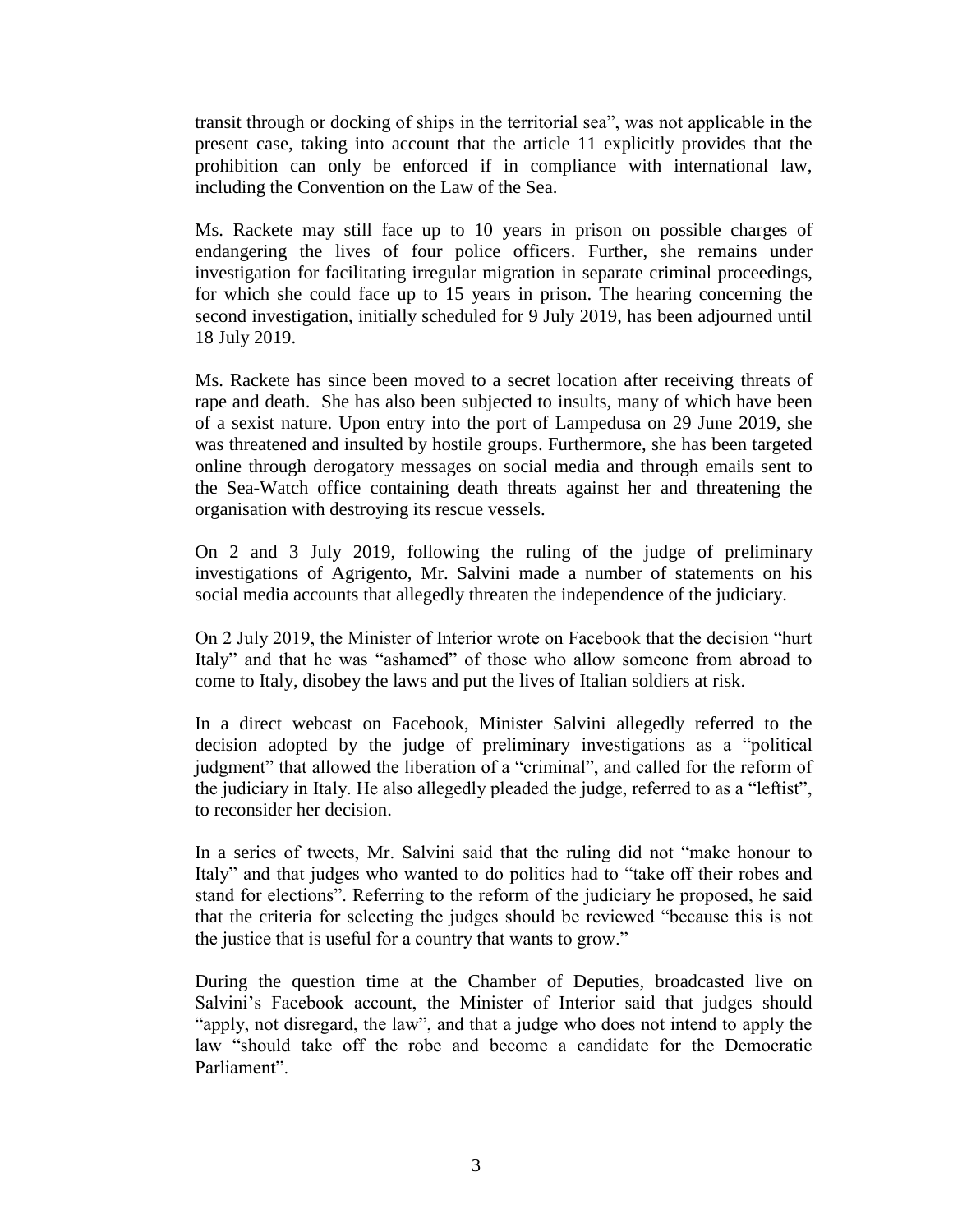transit through or docking of ships in the territorial sea", was not applicable in the present case, taking into account that the article 11 explicitly provides that the prohibition can only be enforced if in compliance with international law, including the Convention on the Law of the Sea.

Ms. Rackete may still face up to 10 years in prison on possible charges of endangering the lives of four police officers. Further, she remains under investigation for facilitating irregular migration in separate criminal proceedings, for which she could face up to 15 years in prison. The hearing concerning the second investigation, initially scheduled for 9 July 2019, has been adjourned until 18 July 2019.

Ms. Rackete has since been moved to a secret location after receiving threats of rape and death. She has also been subjected to insults, many of which have been of a sexist nature. Upon entry into the port of Lampedusa on 29 June 2019, she was threatened and insulted by hostile groups. Furthermore, she has been targeted online through derogatory messages on social media and through emails sent to the Sea-Watch office containing death threats against her and threatening the organisation with destroying its rescue vessels.

On 2 and 3 July 2019, following the ruling of the judge of preliminary investigations of Agrigento, Mr. Salvini made a number of statements on his social media accounts that allegedly threaten the independence of the judiciary.

On 2 July 2019, the Minister of Interior wrote on Facebook that the decision "hurt Italy" and that he was "ashamed" of those who allow someone from abroad to come to Italy, disobey the laws and put the lives of Italian soldiers at risk.

In a direct webcast on Facebook, Minister Salvini allegedly referred to the decision adopted by the judge of preliminary investigations as a "political judgment" that allowed the liberation of a "criminal", and called for the reform of the judiciary in Italy. He also allegedly pleaded the judge, referred to as a "leftist", to reconsider her decision.

In a series of tweets, Mr. Salvini said that the ruling did not "make honour to Italy" and that judges who wanted to do politics had to "take off their robes and stand for elections". Referring to the reform of the judiciary he proposed, he said that the criteria for selecting the judges should be reviewed "because this is not the justice that is useful for a country that wants to grow."

During the question time at the Chamber of Deputies, broadcasted live on Salvini's Facebook account, the Minister of Interior said that judges should "apply, not disregard, the law", and that a judge who does not intend to apply the law "should take off the robe and become a candidate for the Democratic Parliament".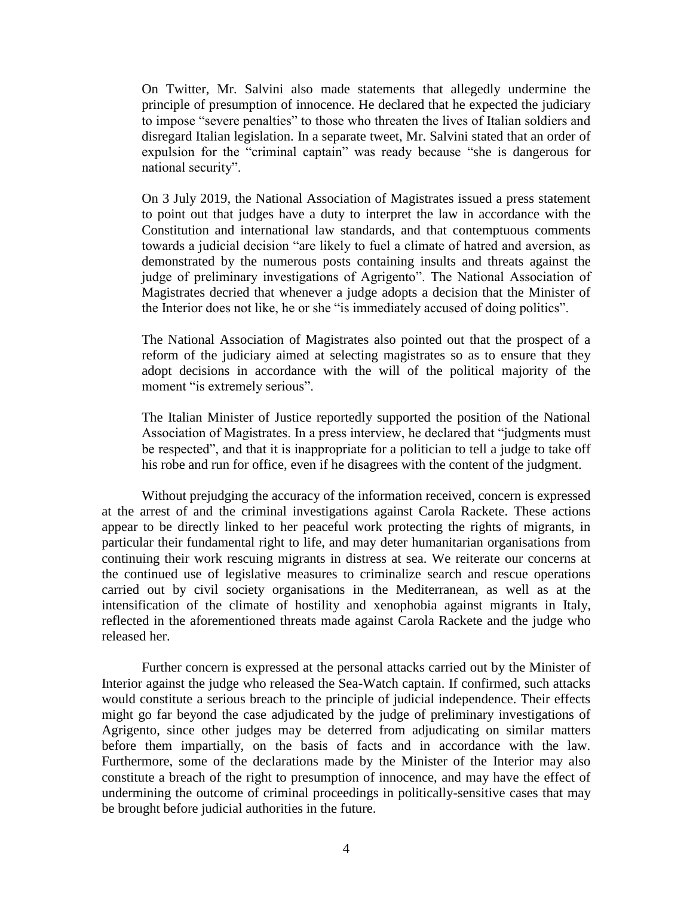On Twitter, Mr. Salvini also made statements that allegedly undermine the principle of presumption of innocence. He declared that he expected the judiciary to impose "severe penalties" to those who threaten the lives of Italian soldiers and disregard Italian legislation. In a separate tweet, Mr. Salvini stated that an order of expulsion for the "criminal captain" was ready because "she is dangerous for national security".

On 3 July 2019, the National Association of Magistrates issued a press statement to point out that judges have a duty to interpret the law in accordance with the Constitution and international law standards, and that contemptuous comments towards a judicial decision "are likely to fuel a climate of hatred and aversion, as demonstrated by the numerous posts containing insults and threats against the judge of preliminary investigations of Agrigento". The National Association of Magistrates decried that whenever a judge adopts a decision that the Minister of the Interior does not like, he or she "is immediately accused of doing politics".

The National Association of Magistrates also pointed out that the prospect of a reform of the judiciary aimed at selecting magistrates so as to ensure that they adopt decisions in accordance with the will of the political majority of the moment "is extremely serious".

The Italian Minister of Justice reportedly supported the position of the National Association of Magistrates. In a press interview, he declared that "judgments must be respected", and that it is inappropriate for a politician to tell a judge to take off his robe and run for office, even if he disagrees with the content of the judgment.

Without prejudging the accuracy of the information received, concern is expressed at the arrest of and the criminal investigations against Carola Rackete. These actions appear to be directly linked to her peaceful work protecting the rights of migrants, in particular their fundamental right to life, and may deter humanitarian organisations from continuing their work rescuing migrants in distress at sea. We reiterate our concerns at the continued use of legislative measures to criminalize search and rescue operations carried out by civil society organisations in the Mediterranean, as well as at the intensification of the climate of hostility and xenophobia against migrants in Italy, reflected in the aforementioned threats made against Carola Rackete and the judge who released her.

Further concern is expressed at the personal attacks carried out by the Minister of Interior against the judge who released the Sea-Watch captain. If confirmed, such attacks would constitute a serious breach to the principle of judicial independence. Their effects might go far beyond the case adjudicated by the judge of preliminary investigations of Agrigento, since other judges may be deterred from adjudicating on similar matters before them impartially, on the basis of facts and in accordance with the law. Furthermore, some of the declarations made by the Minister of the Interior may also constitute a breach of the right to presumption of innocence, and may have the effect of undermining the outcome of criminal proceedings in politically-sensitive cases that may be brought before judicial authorities in the future.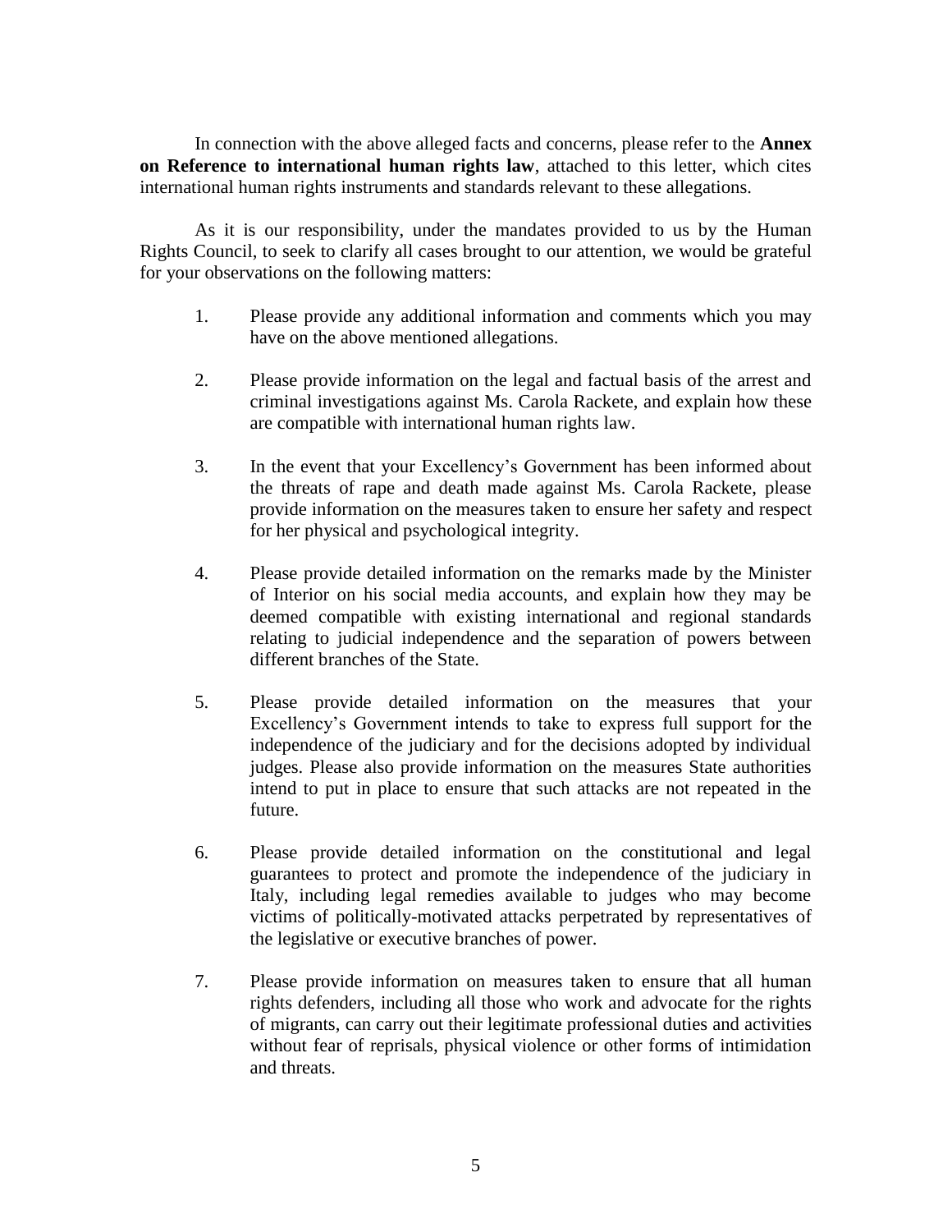In connection with the above alleged facts and concerns, please refer to the **Annex on Reference to international human rights law**, attached to this letter, which cites international human rights instruments and standards relevant to these allegations.

As it is our responsibility, under the mandates provided to us by the Human Rights Council, to seek to clarify all cases brought to our attention, we would be grateful for your observations on the following matters:

1. Please provide any additional information and comments which you may have on the above mentioned allegations.

2. Please provide information on the legal and factual basis of the arrest and criminal investigations against Ms. Carola Rackete, and explain how these are compatible with international human rights law.

3. In the event that your Excellency's Government has been informed about the threats of rape and death made against Ms. Carola Rackete, please provide information on the measures taken to ensure her safety and respect for her physical and psychological integrity.

4. Please provide detailed information on the remarks made by the Minister of Interior on his social media accounts, and explain how they may be deemed compatible with existing international and regional standards relating to judicial independence and the separation of powers between different branches of the State.

5. Please provide detailed information on the measures that your Excellency's Government intends to take to express full support for the independence of the judiciary and for the decisions adopted by individual judges. Please also provide information on the measures State authorities intend to put in place to ensure that such attacks are not repeated in the future.

6. Please provide detailed information on the constitutional and legal guarantees to protect and promote the independence of the judiciary in Italy, including legal remedies available to judges who may become victims of politically-motivated attacks perpetrated by representatives of the legislative or executive branches of power.

7. Please provide information on measures taken to ensure that all human rights defenders, including all those who work and advocate for the rights of migrants, can carry out their legitimate professional duties and activities without fear of reprisals, physical violence or other forms of intimidation and threats.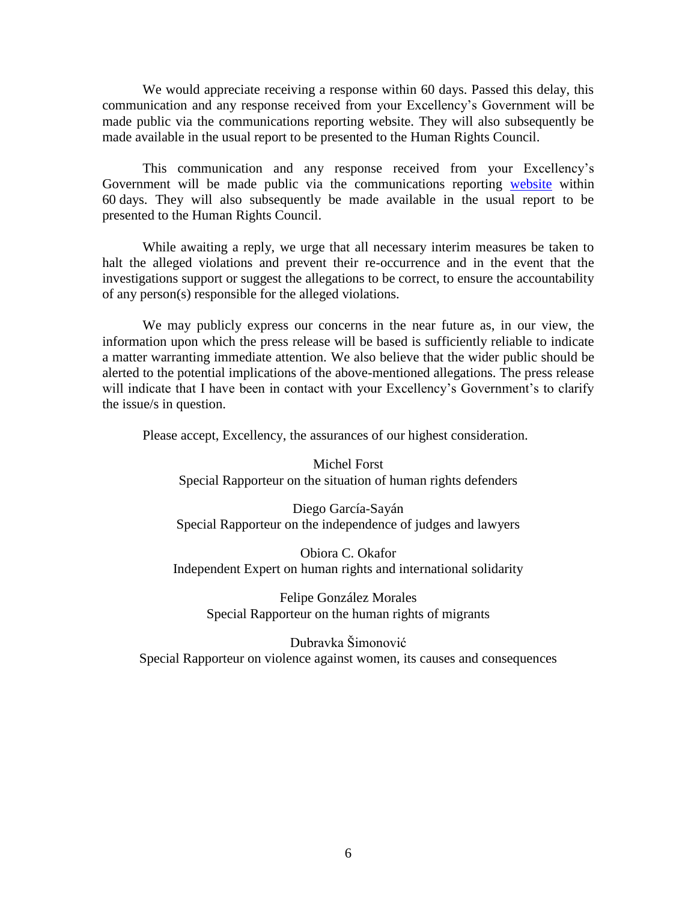We would appreciate receiving a response within 60 days. Passed this delay, this communication and any response received from your Excellency's Government will be made public via the communications reporting website. They will also subsequently be made available in the usual report to be presented to the Human Rights Council.

This communication and any response received from your Excellency's Government will be made public via the communications reporting [website](website) within 60 days. They will also subsequently be made available in the usual report to be presented to the Human Rights Council.

While awaiting a reply, we urge that all necessary interim measures be taken to halt the alleged violations and prevent their re-occurrence and in the event that the investigations support or suggest the allegations to be correct, to ensure the accountability of any person(s) responsible for the alleged violations.

We may publicly express our concerns in the near future as, in our view, the information upon which the press release will be based is sufficiently reliable to indicate a matter warranting immediate attention. We also believe that the wider public should be alerted to the potential implications of the above-mentioned allegations. The press release will indicate that I have been in contact with your Excellency's Government's to clarify the issue/s in question.

Please accept, Excellency, the assurances of our highest consideration.

Michel Forst
Special Rapporteur on the situation of human rights defenders

Diego García-Sayán
Special Rapporteur on the independence of judges and lawyers

Obiora C. Okafor
Independent Expert on human rights and international solidarity

Felipe González Morales
Special Rapporteur on the human rights of migrants

Dubravka Šimonović
Special Rapporteur on violence against women, its causes and consequences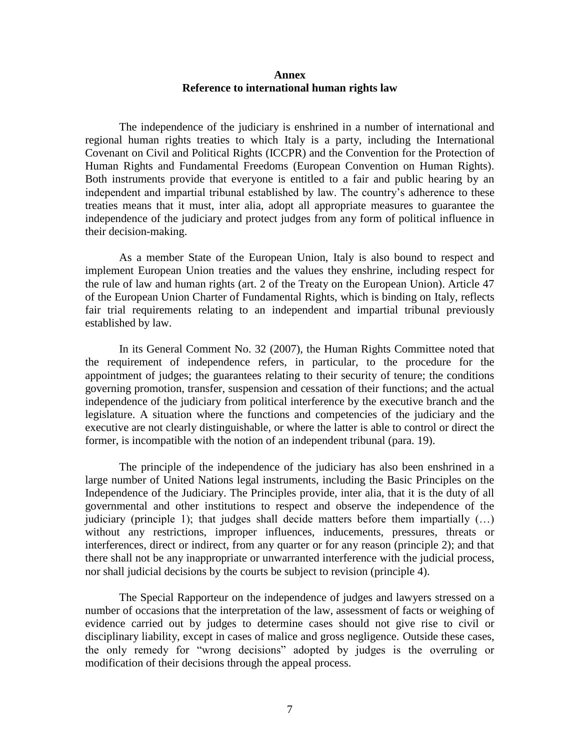# Annex
## Reference to international human rights law

The independence of the judiciary is enshrined in a number of international and regional human rights treaties to which Italy is a party, including the International Covenant on Civil and Political Rights (ICCPR) and the Convention for the Protection of Human Rights and Fundamental Freedoms (European Convention on Human Rights). Both instruments provide that everyone is entitled to a fair and public hearing by an independent and impartial tribunal established by law. The country's adherence to these treaties means that it must, inter alia, adopt all appropriate measures to guarantee the independence of the judiciary and protect judges from any form of political influence in their decision-making.

As a member State of the European Union, Italy is also bound to respect and implement European Union treaties and the values they enshrine, including respect for the rule of law and human rights (art. 2 of the Treaty on the European Union). Article 47 of the European Union Charter of Fundamental Rights, which is binding on Italy, reflects fair trial requirements relating to an independent and impartial tribunal previously established by law.

In its General Comment No. 32 (2007), the Human Rights Committee noted that the requirement of independence refers, in particular, to the procedure for the appointment of judges; the guarantees relating to their security of tenure; the conditions governing promotion, transfer, suspension and cessation of their functions; and the actual independence of the judiciary from political interference by the executive branch and the legislature. A situation where the functions and competencies of the judiciary and the executive are not clearly distinguishable, or where the latter is able to control or direct the former, is incompatible with the notion of an independent tribunal (para. 19).

The principle of the independence of the judiciary has also been enshrined in a large number of United Nations legal instruments, including the Basic Principles on the Independence of the Judiciary. The Principles provide, inter alia, that it is the duty of all governmental and other institutions to respect and observe the independence of the judiciary (principle 1); that judges shall decide matters before them impartially (…) without any restrictions, improper influences, inducements, pressures, threats or interferences, direct or indirect, from any quarter or for any reason (principle 2); and that there shall not be any inappropriate or unwarranted interference with the judicial process, nor shall judicial decisions by the courts be subject to revision (principle 4).

The Special Rapporteur on the independence of judges and lawyers stressed on a number of occasions that the interpretation of the law, assessment of facts or weighing of evidence carried out by judges to determine cases should not give rise to civil or disciplinary liability, except in cases of malice and gross negligence. Outside these cases, the only remedy for "wrong decisions" adopted by judges is the overruling or modification of their decisions through the appeal process.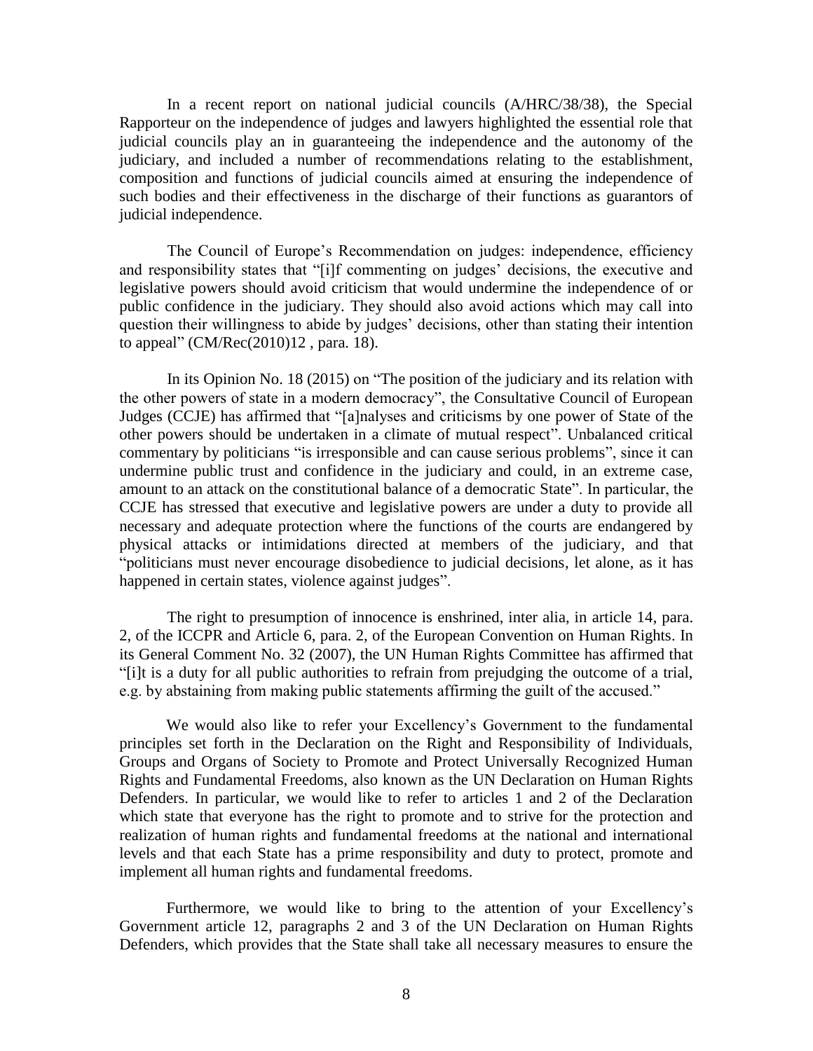In a recent report on national judicial councils (A/HRC/38/38), the Special Rapporteur on the independence of judges and lawyers highlighted the essential role that judicial councils play an in guaranteeing the independence and the autonomy of the judiciary, and included a number of recommendations relating to the establishment, composition and functions of judicial councils aimed at ensuring the independence of such bodies and their effectiveness in the discharge of their functions as guarantors of judicial independence.

The Council of Europe's Recommendation on judges: independence, efficiency and responsibility states that "[i]f commenting on judges' decisions, the executive and legislative powers should avoid criticism that would undermine the independence of or public confidence in the judiciary. They should also avoid actions which may call into question their willingness to abide by judges' decisions, other than stating their intention to appeal" (CM/Rec(2010)12 , para. 18).

In its Opinion No. 18 (2015) on "The position of the judiciary and its relation with the other powers of state in a modern democracy", the Consultative Council of European Judges (CCJE) has affirmed that "[a]nalyses and criticisms by one power of State of the other powers should be undertaken in a climate of mutual respect". Unbalanced critical commentary by politicians "is irresponsible and can cause serious problems", since it can undermine public trust and confidence in the judiciary and could, in an extreme case, amount to an attack on the constitutional balance of a democratic State". In particular, the CCJE has stressed that executive and legislative powers are under a duty to provide all necessary and adequate protection where the functions of the courts are endangered by physical attacks or intimidations directed at members of the judiciary, and that "politicians must never encourage disobedience to judicial decisions, let alone, as it has happened in certain states, violence against judges".

The right to presumption of innocence is enshrined, inter alia, in article 14, para. 2, of the ICCPR and Article 6, para. 2, of the European Convention on Human Rights. In its General Comment No. 32 (2007), the UN Human Rights Committee has affirmed that "[i]t is a duty for all public authorities to refrain from prejudging the outcome of a trial, e.g. by abstaining from making public statements affirming the guilt of the accused."

We would also like to refer your Excellency's Government to the fundamental principles set forth in the Declaration on the Right and Responsibility of Individuals, Groups and Organs of Society to Promote and Protect Universally Recognized Human Rights and Fundamental Freedoms, also known as the UN Declaration on Human Rights Defenders. In particular, we would like to refer to articles 1 and 2 of the Declaration which state that everyone has the right to promote and to strive for the protection and realization of human rights and fundamental freedoms at the national and international levels and that each State has a prime responsibility and duty to protect, promote and implement all human rights and fundamental freedoms.

Furthermore, we would like to bring to the attention of your Excellency's Government article 12, paragraphs 2 and 3 of the UN Declaration on Human Rights Defenders, which provides that the State shall take all necessary measures to ensure the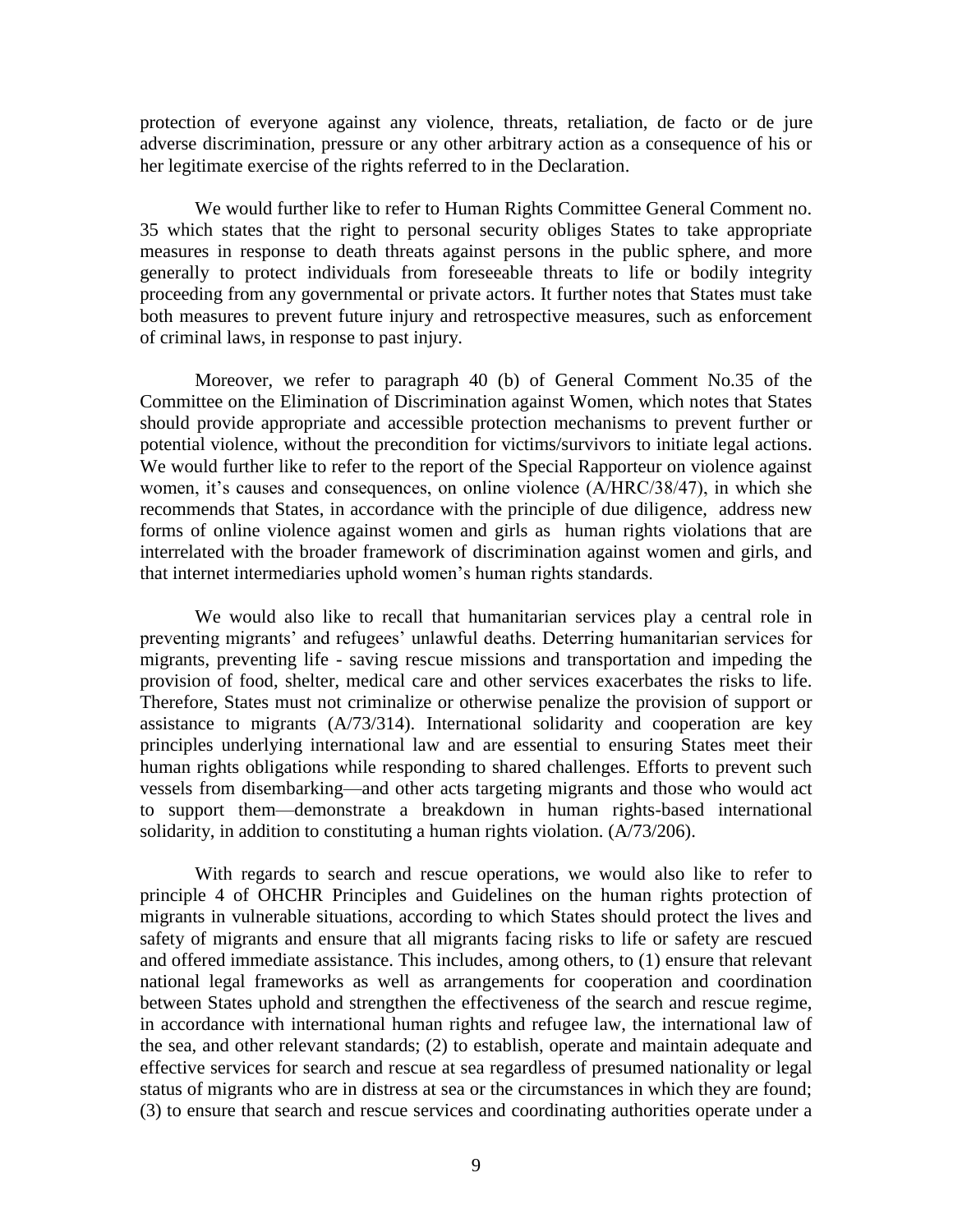protection of everyone against any violence, threats, retaliation, de facto or de jure adverse discrimination, pressure or any other arbitrary action as a consequence of his or her legitimate exercise of the rights referred to in the Declaration.

We would further like to refer to Human Rights Committee General Comment no. 35 which states that the right to personal security obliges States to take appropriate measures in response to death threats against persons in the public sphere, and more generally to protect individuals from foreseeable threats to life or bodily integrity proceeding from any governmental or private actors. It further notes that States must take both measures to prevent future injury and retrospective measures, such as enforcement of criminal laws, in response to past injury.

Moreover, we refer to paragraph 40 (b) of General Comment No.35 of the Committee on the Elimination of Discrimination against Women, which notes that States should provide appropriate and accessible protection mechanisms to prevent further or potential violence, without the precondition for victims/survivors to initiate legal actions. We would further like to refer to the report of the Special Rapporteur on violence against women, it's causes and consequences, on online violence (A/HRC/38/47), in which she recommends that States, in accordance with the principle of due diligence, address new forms of online violence against women and girls as human rights violations that are interrelated with the broader framework of discrimination against women and girls, and that internet intermediaries uphold women's human rights standards.

We would also like to recall that humanitarian services play a central role in preventing migrants' and refugees' unlawful deaths. Deterring humanitarian services for migrants, preventing life - saving rescue missions and transportation and impeding the provision of food, shelter, medical care and other services exacerbates the risks to life. Therefore, States must not criminalize or otherwise penalize the provision of support or assistance to migrants (A/73/314). International solidarity and cooperation are key principles underlying international law and are essential to ensuring States meet their human rights obligations while responding to shared challenges. Efforts to prevent such vessels from disembarking—and other acts targeting migrants and those who would act to support them—demonstrate a breakdown in human rights-based international solidarity, in addition to constituting a human rights violation. (A/73/206).

With regards to search and rescue operations, we would also like to refer to principle 4 of OHCHR Principles and Guidelines on the human rights protection of migrants in vulnerable situations, according to which States should protect the lives and safety of migrants and ensure that all migrants facing risks to life or safety are rescued and offered immediate assistance. This includes, among others, to (1) ensure that relevant national legal frameworks as well as arrangements for cooperation and coordination between States uphold and strengthen the effectiveness of the search and rescue regime, in accordance with international human rights and refugee law, the international law of the sea, and other relevant standards; (2) to establish, operate and maintain adequate and effective services for search and rescue at sea regardless of presumed nationality or legal status of migrants who are in distress at sea or the circumstances in which they are found; (3) to ensure that search and rescue services and coordinating authorities operate under a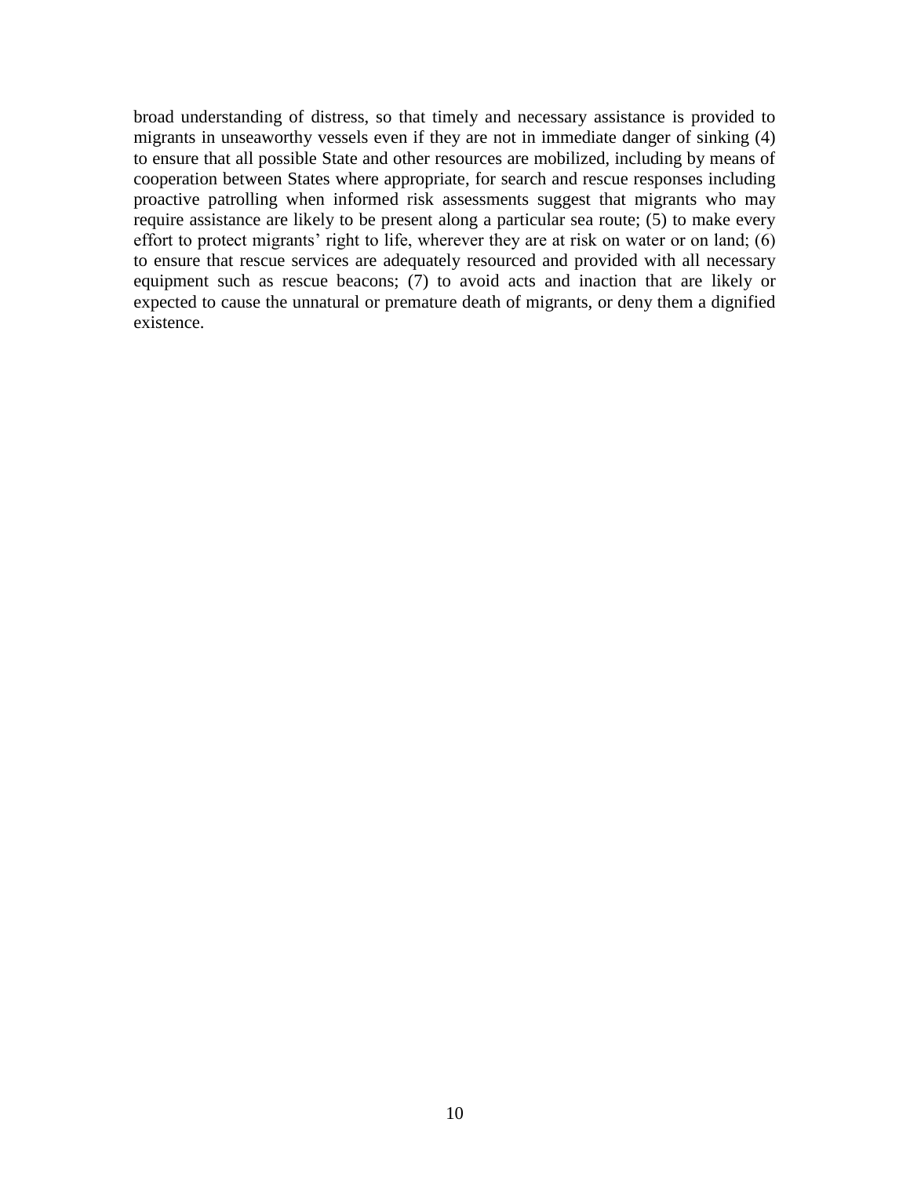broad understanding of distress, so that timely and necessary assistance is provided to migrants in unseaworthy vessels even if they are not in immediate danger of sinking (4) to ensure that all possible State and other resources are mobilized, including by means of cooperation between States where appropriate, for search and rescue responses including proactive patrolling when informed risk assessments suggest that migrants who may require assistance are likely to be present along a particular sea route; (5) to make every effort to protect migrants' right to life, wherever they are at risk on water or on land; (6) to ensure that rescue services are adequately resourced and provided with all necessary equipment such as rescue beacons; (7) to avoid acts and inaction that are likely or expected to cause the unnatural or premature death of migrants, or deny them a dignified existence.